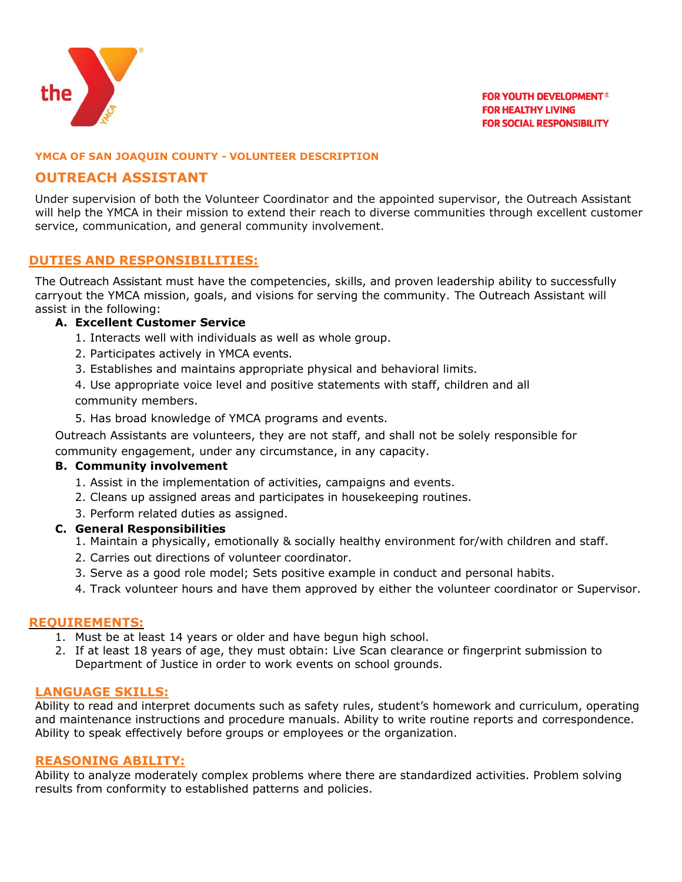FOR YOUTH DEVELOPMENT®
FOR HEALTHY LIVING
FOR SOCIAL RESPONSIBILITY

**YMCA OF SAN JOAQUIN COUNTY - VOLUNTEER DESCRIPTION**

# OUTREACH ASSISTANT

Under supervision of both the Volunteer Coordinator and the appointed supervisor, the Outreach Assistant will help the YMCA in their mission to extend their reach to diverse communities through excellent customer service, communication, and general community involvement.

## DUTIES AND RESPONSIBILITIES:

The Outreach Assistant must have the competencies, skills, and proven leadership ability to successfully carryout the YMCA mission, goals, and visions for serving the community. The Outreach Assistant will assist in the following:

**A. Excellent Customer Service**

1. Interacts well with individuals as well as whole group.
2. Participates actively in YMCA events.
3. Establishes and maintains appropriate physical and behavioral limits.
4. Use appropriate voice level and positive statements with staff, children and all community members.
5. Has broad knowledge of YMCA programs and events.

Outreach Assistants are volunteers, they are not staff, and shall not be solely responsible for community engagement, under any circumstance, in any capacity.

**B. Community involvement**

1. Assist in the implementation of activities, campaigns and events.
2. Cleans up assigned areas and participates in housekeeping routines.
3. Perform related duties as assigned.

**C. General Responsibilities**

1. Maintain a physically, emotionally & socially healthy environment for/with children and staff.
2. Carries out directions of volunteer coordinator.
3. Serve as a good role model; Sets positive example in conduct and personal habits.
4. Track volunteer hours and have them approved by either the volunteer coordinator or Supervisor.

## REQUIREMENTS:

1. Must be at least 14 years or older and have begun high school.
2. If at least 18 years of age, they must obtain: Live Scan clearance or fingerprint submission to Department of Justice in order to work events on school grounds.

## LANGUAGE SKILLS:

Ability to read and interpret documents such as safety rules, student's homework and curriculum, operating and maintenance instructions and procedure manuals. Ability to write routine reports and correspondence. Ability to speak effectively before groups or employees or the organization.

## REASONING ABILITY:

Ability to analyze moderately complex problems where there are standardized activities. Problem solving results from conformity to established patterns and policies.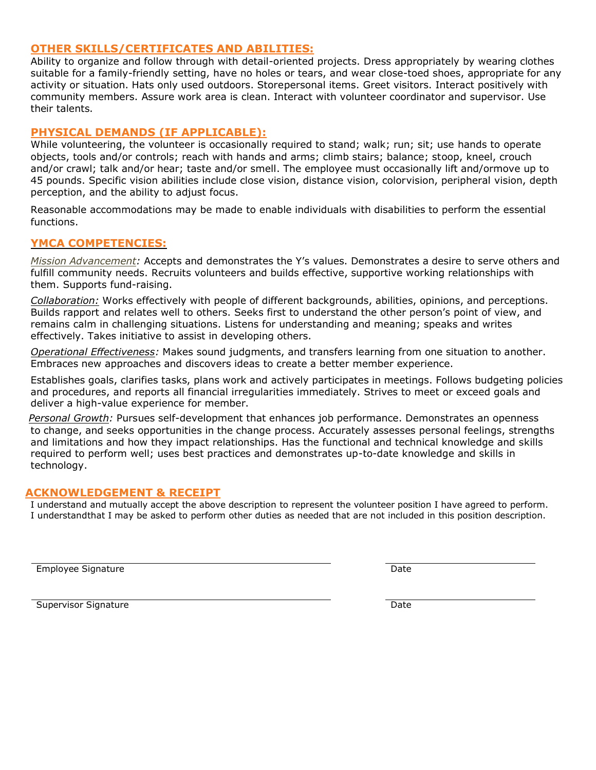## OTHER SKILLS/CERTIFICATES AND ABILITIES:

Ability to organize and follow through with detail-oriented projects. Dress appropriately by wearing clothes suitable for a family-friendly setting, have no holes or tears, and wear close-toed shoes, appropriate for any activity or situation. Hats only used outdoors. Storepersonal items. Greet visitors. Interact positively with community members. Assure work area is clean. Interact with volunteer coordinator and supervisor. Use their talents.

## PHYSICAL DEMANDS (IF APPLICABLE):

While volunteering, the volunteer is occasionally required to stand; walk; run; sit; use hands to operate objects, tools and/or controls; reach with hands and arms; climb stairs; balance; stoop, kneel, crouch and/or crawl; talk and/or hear; taste and/or smell. The employee must occasionally lift and/ormove up to 45 pounds. Specific vision abilities include close vision, distance vision, colorvision, peripheral vision, depth perception, and the ability to adjust focus.

Reasonable accommodations may be made to enable individuals with disabilities to perform the essential functions.

## YMCA COMPETENCIES:

*Mission Advancement:* Accepts and demonstrates the Y's values. Demonstrates a desire to serve others and fulfill community needs. Recruits volunteers and builds effective, supportive working relationships with them. Supports fund-raising.

*Collaboration:* Works effectively with people of different backgrounds, abilities, opinions, and perceptions. Builds rapport and relates well to others. Seeks first to understand the other person's point of view, and remains calm in challenging situations. Listens for understanding and meaning; speaks and writes effectively. Takes initiative to assist in developing others.

*Operational Effectiveness:* Makes sound judgments, and transfers learning from one situation to another. Embraces new approaches and discovers ideas to create a better member experience.

Establishes goals, clarifies tasks, plans work and actively participates in meetings. Follows budgeting policies and procedures, and reports all financial irregularities immediately. Strives to meet or exceed goals and deliver a high-value experience for member.

*Personal Growth:* Pursues self-development that enhances job performance. Demonstrates an openness to change, and seeks opportunities in the change process. Accurately assesses personal feelings, strengths and limitations and how they impact relationships. Has the functional and technical knowledge and skills required to perform well; uses best practices and demonstrates up-to-date knowledge and skills in technology.

## ACKNOWLEDGEMENT & RECEIPT

I understand and mutually accept the above description to represent the volunteer position I have agreed to perform. I understandthat I may be asked to perform other duties as needed that are not included in this position description.

_______________________________________ _______________

Employee Signature Date

_______________________________________ _______________

Supervisor Signature Date